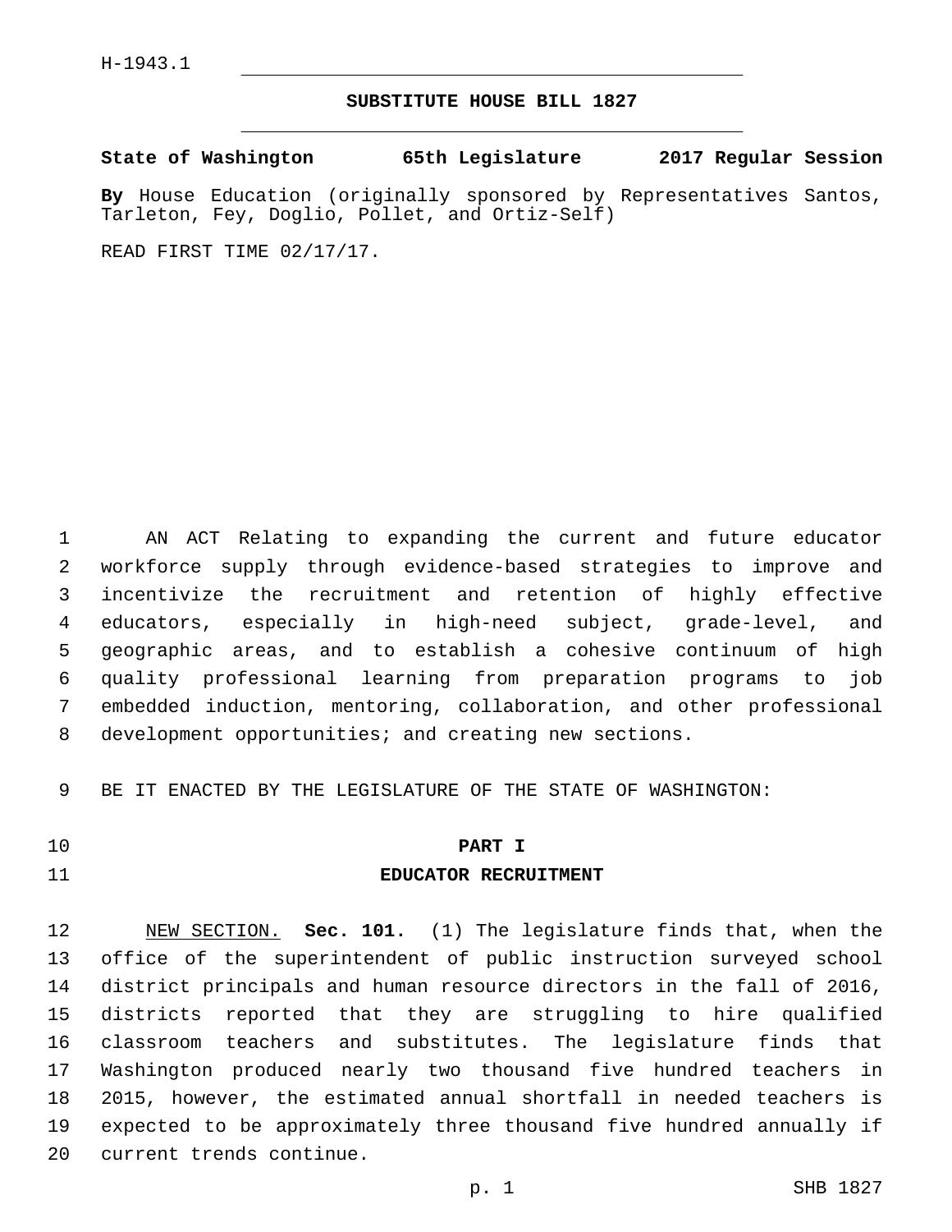H-1943.1

# SUBSTITUTE HOUSE BILL 1827

**State of Washington 65th Legislature 2017 Regular Session**

**By** House Education (originally sponsored by Representatives Santos, Tarleton, Fey, Doglio, Pollet, and Ortiz-Self)

READ FIRST TIME 02/17/17.

AN ACT Relating to expanding the current and future educator workforce supply through evidence-based strategies to improve and incentivize the recruitment and retention of highly effective educators, especially in high-need subject, grade-level, and geographic areas, and to establish a cohesive continuum of high quality professional learning from preparation programs to job embedded induction, mentoring, collaboration, and other professional development opportunities; and creating new sections.

BE IT ENACTED BY THE LEGISLATURE OF THE STATE OF WASHINGTON:

## PART I
## EDUCATOR RECRUITMENT

NEW SECTION. **Sec. 101.** (1) The legislature finds that, when the office of the superintendent of public instruction surveyed school district principals and human resource directors in the fall of 2016, districts reported that they are struggling to hire qualified classroom teachers and substitutes. The legislature finds that Washington produced nearly two thousand five hundred teachers in 2015, however, the estimated annual shortfall in needed teachers is expected to be approximately three thousand five hundred annually if current trends continue.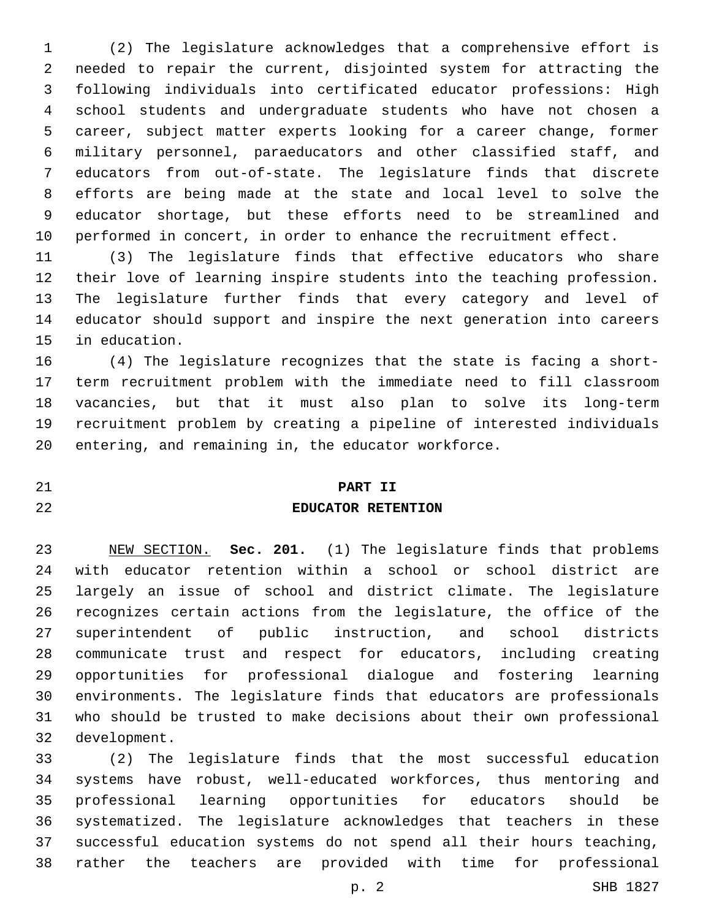(2) The legislature acknowledges that a comprehensive effort is needed to repair the current, disjointed system for attracting the following individuals into certificated educator professions: High school students and undergraduate students who have not chosen a career, subject matter experts looking for a career change, former military personnel, paraeducators and other classified staff, and educators from out-of-state. The legislature finds that discrete efforts are being made at the state and local level to solve the educator shortage, but these efforts need to be streamlined and performed in concert, in order to enhance the recruitment effect.

(3) The legislature finds that effective educators who share their love of learning inspire students into the teaching profession. The legislature further finds that every category and level of educator should support and inspire the next generation into careers in education.

(4) The legislature recognizes that the state is facing a short-term recruitment problem with the immediate need to fill classroom vacancies, but that it must also plan to solve its long-term recruitment problem by creating a pipeline of interested individuals entering, and remaining in, the educator workforce.

## PART II
## EDUCATOR RETENTION

NEW SECTION. **Sec. 201.** (1) The legislature finds that problems with educator retention within a school or school district are largely an issue of school and district climate. The legislature recognizes certain actions from the legislature, the office of the superintendent of public instruction, and school districts communicate trust and respect for educators, including creating opportunities for professional dialogue and fostering learning environments. The legislature finds that educators are professionals who should be trusted to make decisions about their own professional development.

(2) The legislature finds that the most successful education systems have robust, well-educated workforces, thus mentoring and professional learning opportunities for educators should be systematized. The legislature acknowledges that teachers in these successful education systems do not spend all their hours teaching, rather the teachers are provided with time for professional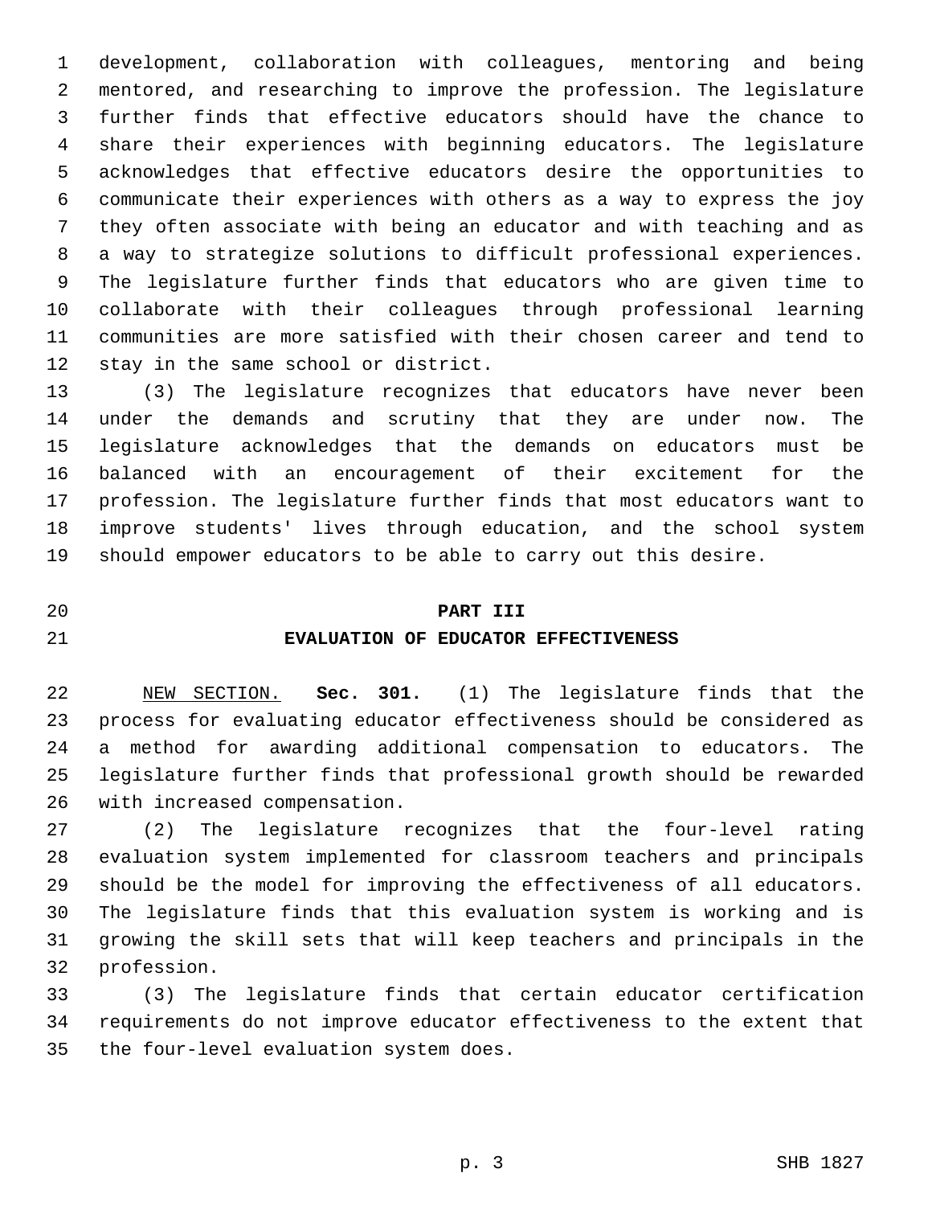development, collaboration with colleagues, mentoring and being mentored, and researching to improve the profession. The legislature further finds that effective educators should have the chance to share their experiences with beginning educators. The legislature acknowledges that effective educators desire the opportunities to communicate their experiences with others as a way to express the joy they often associate with being an educator and with teaching and as a way to strategize solutions to difficult professional experiences. The legislature further finds that educators who are given time to collaborate with their colleagues through professional learning communities are more satisfied with their chosen career and tend to stay in the same school or district.

(3) The legislature recognizes that educators have never been under the demands and scrutiny that they are under now. The legislature acknowledges that the demands on educators must be balanced with an encouragement of their excitement for the profession. The legislature further finds that most educators want to improve students' lives through education, and the school system should empower educators to be able to carry out this desire.

## PART III
## EVALUATION OF EDUCATOR EFFECTIVENESS

NEW SECTION. **Sec. 301.** (1) The legislature finds that the process for evaluating educator effectiveness should be considered as a method for awarding additional compensation to educators. The legislature further finds that professional growth should be rewarded with increased compensation.

(2) The legislature recognizes that the four-level rating evaluation system implemented for classroom teachers and principals should be the model for improving the effectiveness of all educators. The legislature finds that this evaluation system is working and is growing the skill sets that will keep teachers and principals in the profession.

(3) The legislature finds that certain educator certification requirements do not improve educator effectiveness to the extent that the four-level evaluation system does.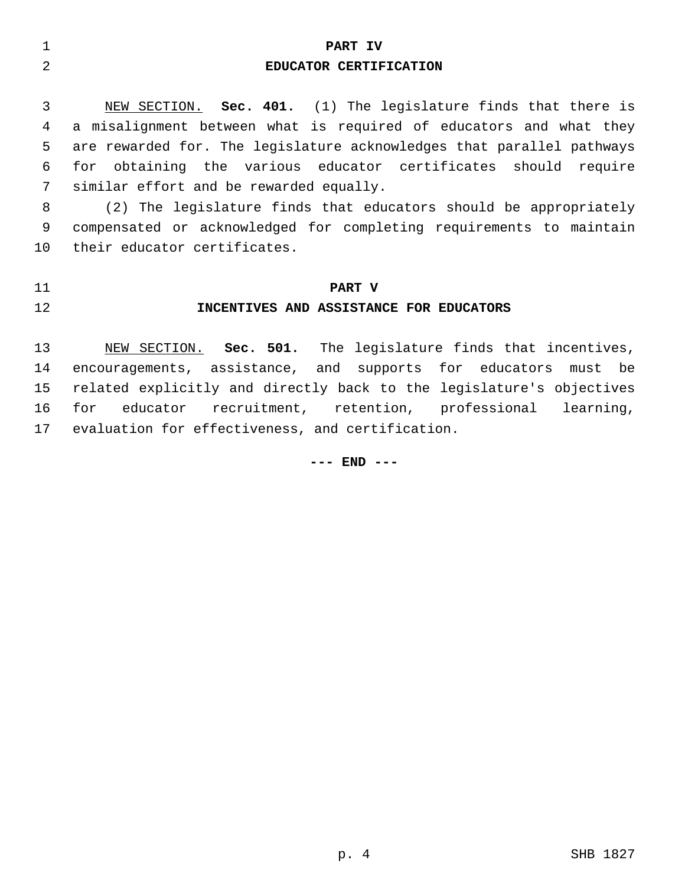## PART IV
## EDUCATOR CERTIFICATION

NEW SECTION. **Sec. 401.** (1) The legislature finds that there is a misalignment between what is required of educators and what they are rewarded for. The legislature acknowledges that parallel pathways for obtaining the various educator certificates should require similar effort and be rewarded equally.

(2) The legislature finds that educators should be appropriately compensated or acknowledged for completing requirements to maintain their educator certificates.

## PART V
## INCENTIVES AND ASSISTANCE FOR EDUCATORS

NEW SECTION. **Sec. 501.** The legislature finds that incentives, encouragements, assistance, and supports for educators must be related explicitly and directly back to the legislature's objectives for educator recruitment, retention, professional learning, evaluation for effectiveness, and certification.

**--- END ---**